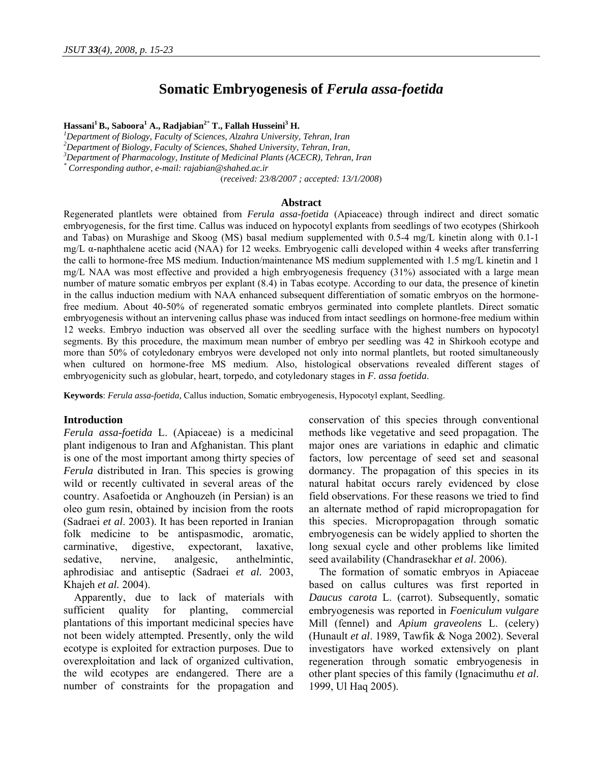# Somatic Embryogenesis of *Ferula assa-foetida*

**Hassani[1] B., Saboora[1] A., Radjabian[2*] T., Fallah Husseini[3] H.**

[1]*Department of Biology, Faculty of Sciences, Alzahra University, Tehran, Iran*
[2]*Department of Biology, Faculty of Sciences, Shahed University, Tehran, Iran,*
[3]*Department of Pharmacology, Institute of Medicinal Plants (ACECR), Tehran, Iran*
[*] *Corresponding author, e-mail: rajabian@shahed.ac.ir*

(*received: 23/8/2007 ; accepted: 13/1/2008*)

## Abstract

Regenerated plantlets were obtained from *Ferula assa-foetida* (Apiaceace) through indirect and direct somatic embryogenesis, for the first time. Callus was induced on hypocotyl explants from seedlings of two ecotypes (Shirkooh and Tabas) on Murashige and Skoog (MS) basal medium supplemented with 0.5-4 mg/L kinetin along with 0.1-1 mg/L α-naphthalene acetic acid (NAA) for 12 weeks. Embryogenic calli developed within 4 weeks after transferring the calli to hormone-free MS medium. Induction/maintenance MS medium supplemented with 1.5 mg/L kinetin and 1 mg/L NAA was most effective and provided a high embryogenesis frequency (31%) associated with a large mean number of mature somatic embryos per explant (8.4) in Tabas ecotype. According to our data, the presence of kinetin in the callus induction medium with NAA enhanced subsequent differentiation of somatic embryos on the hormone-free medium. About 40-50% of regenerated somatic embryos germinated into complete plantlets. Direct somatic embryogenesis without an intervening callus phase was induced from intact seedlings on hormone-free medium within 12 weeks. Embryo induction was observed all over the seedling surface with the highest numbers on hypocotyl segments. By this procedure, the maximum mean number of embryo per seedling was 42 in Shirkooh ecotype and more than 50% of cotyledonary embryos were developed not only into normal plantlets, but rooted simultaneously when cultured on hormone-free MS medium. Also, histological observations revealed different stages of embryogenicity such as globular, heart, torpedo, and cotyledonary stages in *F. assa foetida*.

**Keywords**: *Ferula assa-foetida,* Callus induction, Somatic embryogenesis, Hypocotyl explant, Seedling.

## Introduction

*Ferula assa-foetida* L. (Apiaceae) is a medicinal plant indigenous to Iran and Afghanistan. This plant is one of the most important among thirty species of *Ferula* distributed in Iran. This species is growing wild or recently cultivated in several areas of the country. Asafoetida or Anghouzeh (in Persian) is an oleo gum resin, obtained by incision from the roots (Sadraei *et al*. 2003). It has been reported in Iranian folk medicine to be antispasmodic, aromatic, carminative, digestive, expectorant, laxative, sedative, nervine, analgesic, anthelmintic, aphrodisiac and antiseptic (Sadraei *et al.* 2003, Khajeh *et al.* 2004).

Apparently, due to lack of materials with sufficient quality for planting, commercial plantations of this important medicinal species have not been widely attempted. Presently, only the wild ecotype is exploited for extraction purposes. Due to overexploitation and lack of organized cultivation, the wild ecotypes are endangered. There are a number of constraints for the propagation and conservation of this species through conventional methods like vegetative and seed propagation. The major ones are variations in edaphic and climatic factors, low percentage of seed set and seasonal dormancy. The propagation of this species in its natural habitat occurs rarely evidenced by close field observations. For these reasons we tried to find an alternate method of rapid micropropagation for this species. Micropropagation through somatic embryogenesis can be widely applied to shorten the long sexual cycle and other problems like limited seed availability (Chandrasekhar *et al*. 2006).

The formation of somatic embryos in Apiaceae based on callus cultures was first reported in *Daucus carota* L. (carrot). Subsequently, somatic embryogenesis was reported in *Foeniculum vulgare* Mill (fennel) and *Apium graveolens* L. (celery) (Hunault *et al*. 1989, Tawfik & Noga 2002). Several investigators have worked extensively on plant regeneration through somatic embryogenesis in other plant species of this family (Ignacimuthu *et al*. 1999, Ul Haq 2005).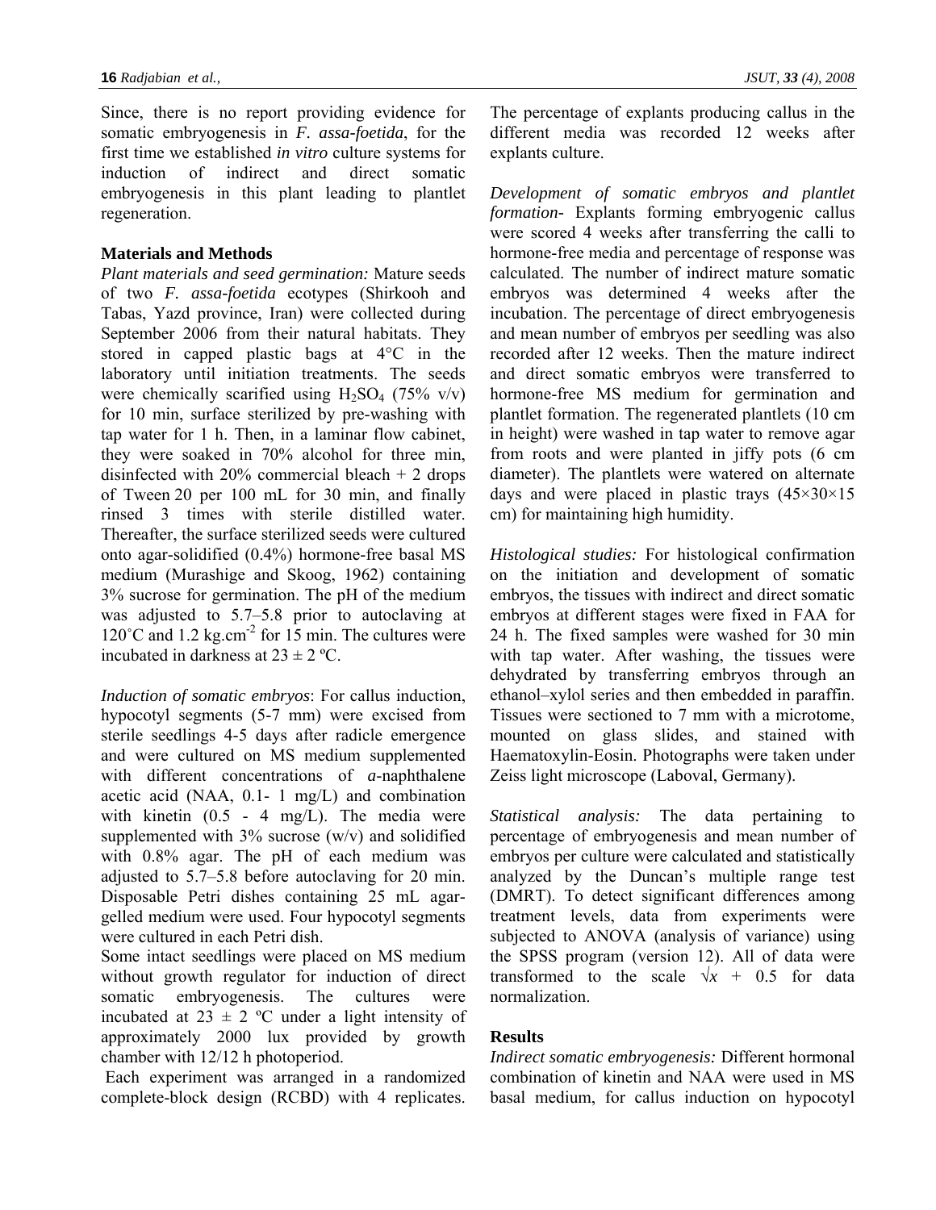Since, there is no report providing evidence for somatic embryogenesis in *F. assa-foetida*, for the first time we established *in vitro* culture systems for induction of indirect and direct somatic embryogenesis in this plant leading to plantlet regeneration.

## Materials and Methods

*Plant materials and seed germination:* Mature seeds of two *F. assa-foetida* ecotypes (Shirkooh and Tabas, Yazd province, Iran) were collected during September 2006 from their natural habitats. They stored in capped plastic bags at 4°C in the laboratory until initiation treatments. The seeds were chemically scarified using $H_2SO_4$ (75% v/v) for 10 min, surface sterilized by pre-washing with tap water for 1 h. Then, in a laminar flow cabinet, they were soaked in 70% alcohol for three min, disinfected with 20% commercial bleach + 2 drops of Tween 20 per 100 mL for 30 min, and finally rinsed 3 times with sterile distilled water. Thereafter, the surface sterilized seeds were cultured onto agar-solidified (0.4%) hormone-free basal MS medium (Murashige and Skoog, 1962) containing 3% sucrose for germination. The pH of the medium was adjusted to 5.7–5.8 prior to autoclaving at 120˚C and 1.2 kg.cm$^{-2}$ for 15 min. The cultures were incubated in darkness at 23 ± 2 ºC.

*Induction of somatic embryos*: For callus induction, hypocotyl segments (5-7 mm) were excised from sterile seedlings 4-5 days after radicle emergence and were cultured on MS medium supplemented with different concentrations of *a*-naphthalene acetic acid (NAA, 0.1- 1 mg/L) and combination with kinetin (0.5 - 4 mg/L). The media were supplemented with 3% sucrose (w/v) and solidified with 0.8% agar. The pH of each medium was adjusted to 5.7–5.8 before autoclaving for 20 min. Disposable Petri dishes containing 25 mL agar-gelled medium were used. Four hypocotyl segments were cultured in each Petri dish.

Some intact seedlings were placed on MS medium without growth regulator for induction of direct somatic embryogenesis. The cultures were incubated at 23 ± 2 ºC under a light intensity of approximately 2000 lux provided by growth chamber with 12/12 h photoperiod.

Each experiment was arranged in a randomized complete-block design (RCBD) with 4 replicates. The percentage of explants producing callus in the different media was recorded 12 weeks after explants culture.

*Development of somatic embryos and plantlet formation-* Explants forming embryogenic callus were scored 4 weeks after transferring the calli to hormone-free media and percentage of response was calculated. The number of indirect mature somatic embryos was determined 4 weeks after the incubation. The percentage of direct embryogenesis and mean number of embryos per seedling was also recorded after 12 weeks. Then the mature indirect and direct somatic embryos were transferred to hormone-free MS medium for germination and plantlet formation. The regenerated plantlets (10 cm in height) were washed in tap water to remove agar from roots and were planted in jiffy pots (6 cm diameter). The plantlets were watered on alternate days and were placed in plastic trays (45×30×15 cm) for maintaining high humidity.

*Histological studies:* For histological confirmation on the initiation and development of somatic embryos, the tissues with indirect and direct somatic embryos at different stages were fixed in FAA for 24 h. The fixed samples were washed for 30 min with tap water. After washing, the tissues were dehydrated by transferring embryos through an ethanol–xylol series and then embedded in paraffin. Tissues were sectioned to 7 mm with a microtome, mounted on glass slides, and stained with Haematoxylin-Eosin. Photographs were taken under Zeiss light microscope (Laboval, Germany).

*Statistical analysis:* The data pertaining to percentage of embryogenesis and mean number of embryos per culture were calculated and statistically analyzed by the Duncan's multiple range test (DMRT). To detect significant differences among treatment levels, data from experiments were subjected to ANOVA (analysis of variance) using the SPSS program (version 12). All of data were transformed to the scale $\sqrt{x} + 0.5$ for data normalization.

## Results

*Indirect somatic embryogenesis:* Different hormonal combination of kinetin and NAA were used in MS basal medium, for callus induction on hypocotyl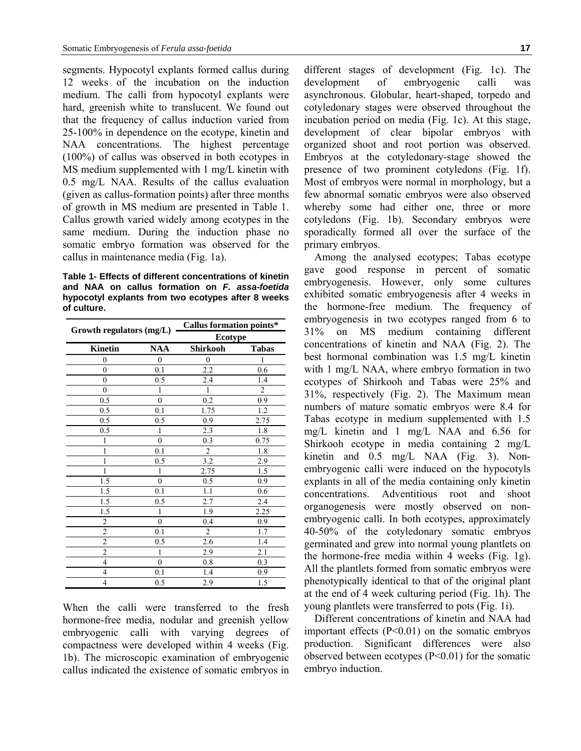segments. Hypocotyl explants formed callus during 12 weeks of the incubation on the induction medium. The calli from hypocotyl explants were hard, greenish white to translucent. We found out that the frequency of callus induction varied from 25-100% in dependence on the ecotype, kinetin and NAA concentrations. The highest percentage (100%) of callus was observed in both ecotypes in MS medium supplemented with 1 mg/L kinetin with 0.5 mg/L NAA. Results of the callus evaluation (given as callus-formation points) after three months of growth in MS medium are presented in Table 1. Callus growth varied widely among ecotypes in the same medium. During the induction phase no somatic embryo formation was observed for the callus in maintenance media (Fig. 1a).

**Table 1- Effects of different concentrations of kinetin and NAA on callus formation on *F. assa-foetida* hypocotyl explants from two ecotypes after 8 weeks of culture.**

| Growth regulators (mg/L) | | Callus formation points* | |
|---|---|---|---|
| | | Ecotype | |
| Kinetin | NAA | Shirkooh | Tabas |
| 0 | 0 | 0 | 1 |
| 0 | 0.1 | 2.2 | 0.6 |
| 0 | 0.5 | 2.4 | 1.4 |
| 0 | 1 | 1 | 2 |
| 0.5 | 0 | 0.2 | 0.9 |
| 0.5 | 0.1 | 1.75 | 1.2 |
| 0.5 | 0.5 | 0.9 | 2.75 |
| 0.5 | 1 | 2.3 | 1.8 |
| 1 | 0 | 0.3 | 0.75 |
| 1 | 0.1 | 2 | 1.8 |
| 1 | 0.5 | 3.2 | 2.9 |
| 1 | 1 | 2.75 | 1.5 |
| 1.5 | 0 | 0.5 | 0.9 |
| 1.5 | 0.1 | 1.1 | 0.6 |
| 1.5 | 0.5 | 2.7 | 2.4 |
| 1.5 | 1 | 1.9 | 2.25 |
| 2 | 0 | 0.4 | 0.9 |
| 2 | 0.1 | 2 | 1.7 |
| 2 | 0.5 | 2.6 | 1.4 |
| 2 | 1 | 2.9 | 2.1 |
| 4 | 0 | 0.8 | 0.3 |
| 4 | 0.1 | 1.4 | 0.9 |
| 4 | 0.5 | 2.9 | 1.5 |

When the calli were transferred to the fresh hormone-free media, nodular and greenish yellow embryogenic calli with varying degrees of compactness were developed within 4 weeks (Fig. 1b). The microscopic examination of embryogenic callus indicated the existence of somatic embryos in different stages of development (Fig. 1c). The development of embryogenic calli was asynchronous. Globular, heart-shaped, torpedo and cotyledonary stages were observed throughout the incubation period on media (Fig. 1c). At this stage, development of clear bipolar embryos with organized shoot and root portion was observed. Embryos at the cotyledonary-stage showed the presence of two prominent cotyledons (Fig. 1f). Most of embryos were normal in morphology, but a few abnormal somatic embryos were also observed whereby some had either one, three or more cotyledons (Fig. 1b). Secondary embryos were sporadically formed all over the surface of the primary embryos.

Among the analysed ecotypes; Tabas ecotype gave good response in percent of somatic embryogenesis. However, only some cultures exhibited somatic embryogenesis after 4 weeks in the hormone-free medium. The frequency of embryogenesis in two ecotypes ranged from 6 to 31% on MS medium containing different concentrations of kinetin and NAA (Fig. 2). The best hormonal combination was 1.5 mg/L kinetin with 1 mg/L NAA, where embryo formation in two ecotypes of Shirkooh and Tabas were 25% and 31%, respectively (Fig. 2). The Maximum mean numbers of mature somatic embryos were 8.4 for Tabas ecotype in medium supplemented with 1.5 mg/L kinetin and 1 mg/L NAA and 6.56 for Shirkooh ecotype in media containing 2 mg/L kinetin and 0.5 mg/L NAA (Fig. 3). Non-embryogenic calli were induced on the hypocotyls explants in all of the media containing only kinetin concentrations. Adventitious root and shoot organogenesis were mostly observed on non-embryogenic calli. In both ecotypes, approximately 40-50% of the cotyledonary somatic embryos germinated and grew into normal young plantlets on the hormone-free media within 4 weeks (Fig. 1g). All the plantlets formed from somatic embryos were phenotypically identical to that of the original plant at the end of 4 week culturing period (Fig. 1h). The young plantlets were transferred to pots (Fig. 1i).

Different concentrations of kinetin and NAA had important effects ($P<0.01$) on the somatic embryos production. Significant differences were also observed between ecotypes ($P<0.01$) for the somatic embryo induction.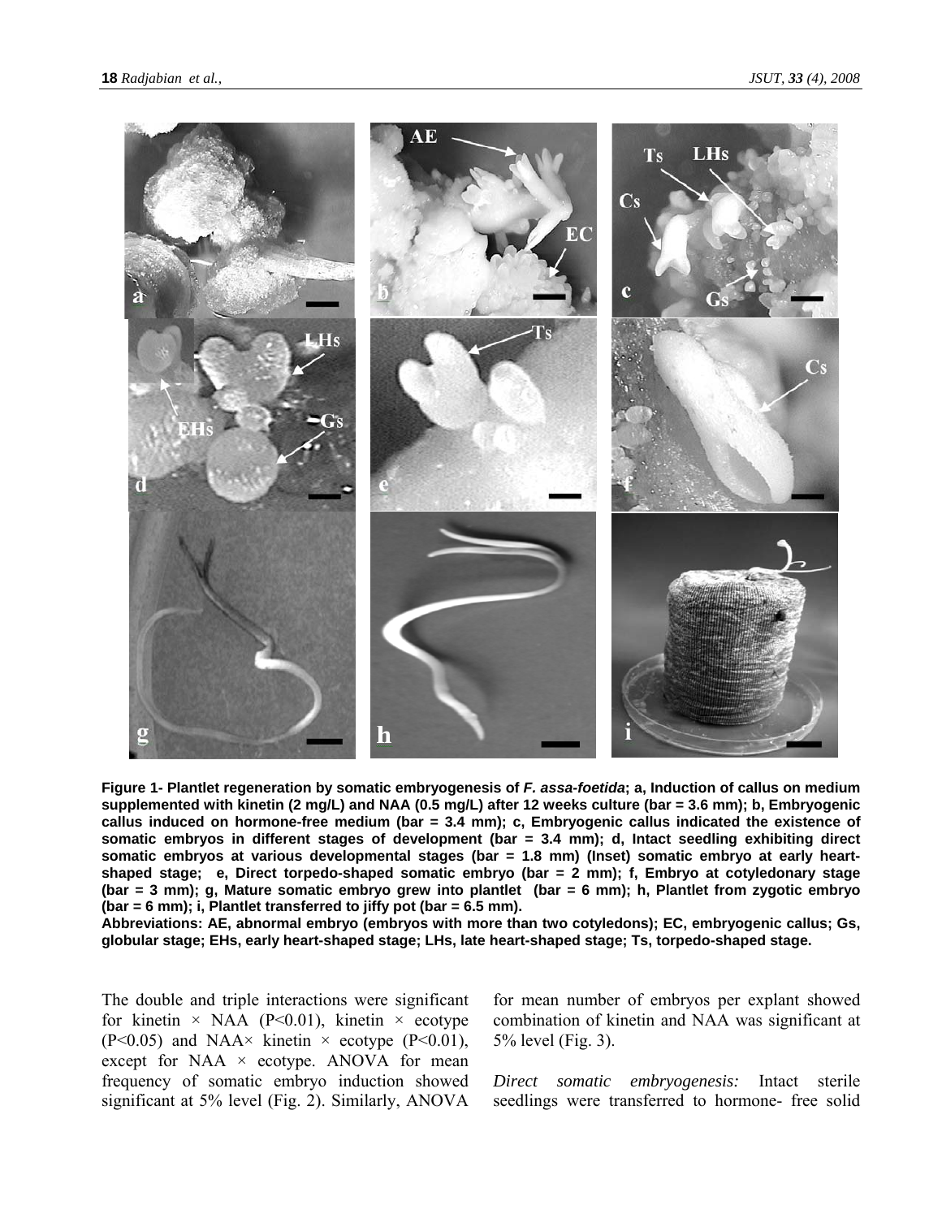**Figure 1- Plantlet regeneration by somatic embryogenesis of *F. assa-foetida*; a, Induction of callus on medium supplemented with kinetin (2 mg/L) and NAA (0.5 mg/L) after 12 weeks culture (bar = 3.6 mm); b, Embryogenic callus induced on hormone-free medium (bar = 3.4 mm); c, Embryogenic callus indicated the existence of somatic embryos in different stages of development (bar = 3.4 mm); d, Intact seedling exhibiting direct somatic embryos at various developmental stages (bar = 1.8 mm) (Inset) somatic embryo at early heart-shaped stage; e, Direct torpedo-shaped somatic embryo (bar = 2 mm); f, Embryo at cotyledonary stage (bar = 3 mm); g, Mature somatic embryo grew into plantlet (bar = 6 mm); h, Plantlet from zygotic embryo (bar = 6 mm); i, Plantlet transferred to jiffy pot (bar = 6.5 mm).**

**Abbreviations: AE, abnormal embryo (embryos with more than two cotyledons); EC, embryogenic callus; Gs, globular stage; EHs, early heart-shaped stage; LHs, late heart-shaped stage; Ts, torpedo-shaped stage.**

The double and triple interactions were significant for kinetin × NAA ($P<0.01$), kinetin × ecotype ($P<0.05$) and NAA× kinetin × ecotype ($P<0.01$), except for NAA × ecotype. ANOVA for mean frequency of somatic embryo induction showed significant at 5% level (Fig. 2). Similarly, ANOVA for mean number of embryos per explant showed combination of kinetin and NAA was significant at 5% level (Fig. 3).

*Direct somatic embryogenesis:* Intact sterile seedlings were transferred to hormone- free solid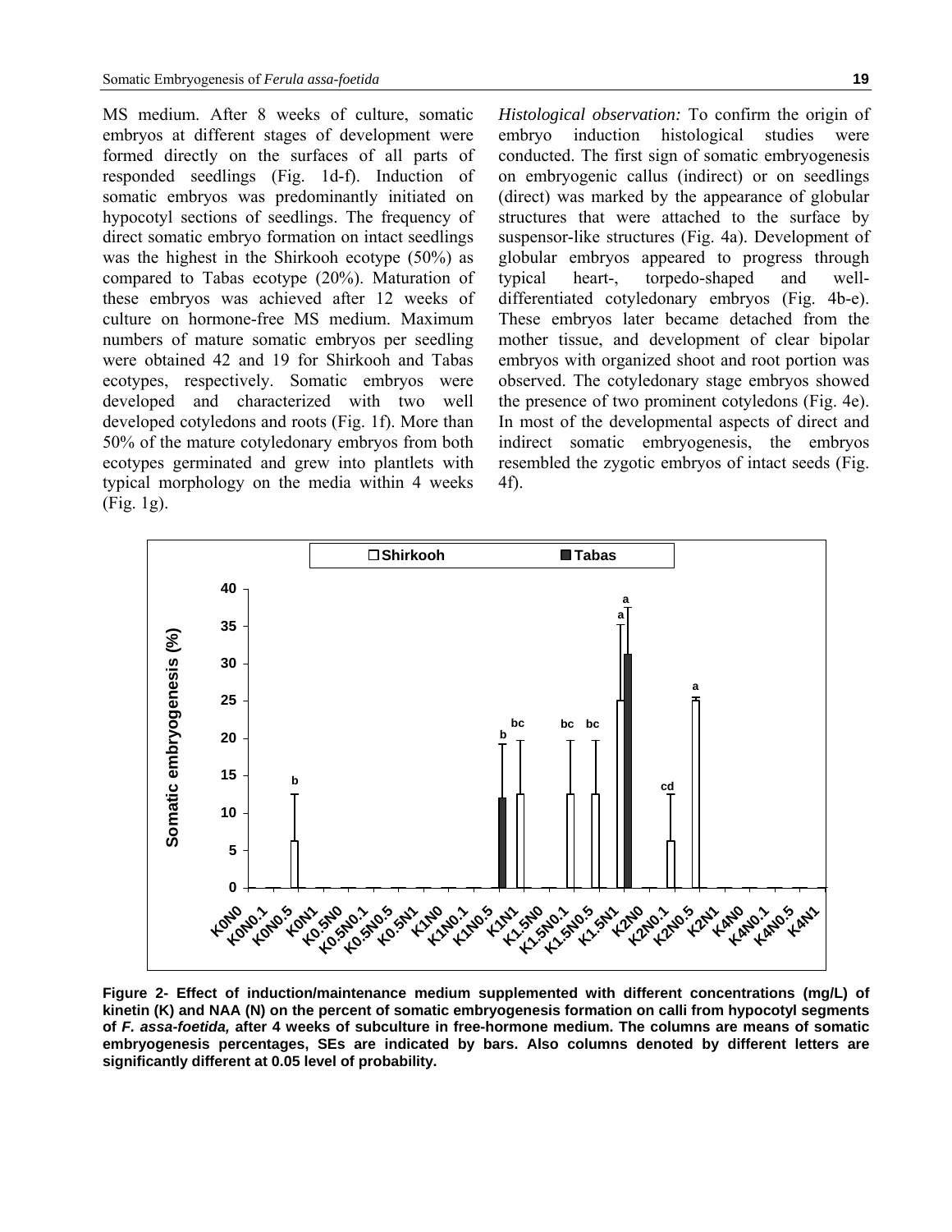MS medium. After 8 weeks of culture, somatic embryos at different stages of development were formed directly on the surfaces of all parts of responded seedlings (Fig. 1d-f). Induction of somatic embryos was predominantly initiated on hypocotyl sections of seedlings. The frequency of direct somatic embryo formation on intact seedlings was the highest in the Shirkooh ecotype (50%) as compared to Tabas ecotype (20%). Maturation of these embryos was achieved after 12 weeks of culture on hormone-free MS medium. Maximum numbers of mature somatic embryos per seedling were obtained 42 and 19 for Shirkooh and Tabas ecotypes, respectively. Somatic embryos were developed and characterized with two well developed cotyledons and roots (Fig. 1f). More than 50% of the mature cotyledonary embryos from both ecotypes germinated and grew into plantlets with typical morphology on the media within 4 weeks (Fig. 1g).

*Histological observation:* To confirm the origin of embryo induction histological studies were conducted. The first sign of somatic embryogenesis on embryogenic callus (indirect) or on seedlings (direct) was marked by the appearance of globular structures that were attached to the surface by suspensor-like structures (Fig. 4a). Development of globular embryos appeared to progress through typical heart-, torpedo-shaped and well-differentiated cotyledonary embryos (Fig. 4b-e). These embryos later became detached from the mother tissue, and development of clear bipolar embryos with organized shoot and root portion was observed. The cotyledonary stage embryos showed the presence of two prominent cotyledons (Fig. 4e). In most of the developmental aspects of direct and indirect somatic embryogenesis, the embryos resembled the zygotic embryos of intact seeds (Fig. 4f).

**Figure 2- Effect of induction/maintenance medium supplemented with different concentrations (mg/L) of kinetin (K) and NAA (N) on the percent of somatic embryogenesis formation on calli from hypocotyl segments of *F. assa-foetida,* after 4 weeks of subculture in free-hormone medium. The columns are means of somatic embryogenesis percentages, SEs are indicated by bars. Also columns denoted by different letters are significantly different at 0.05 level of probability.**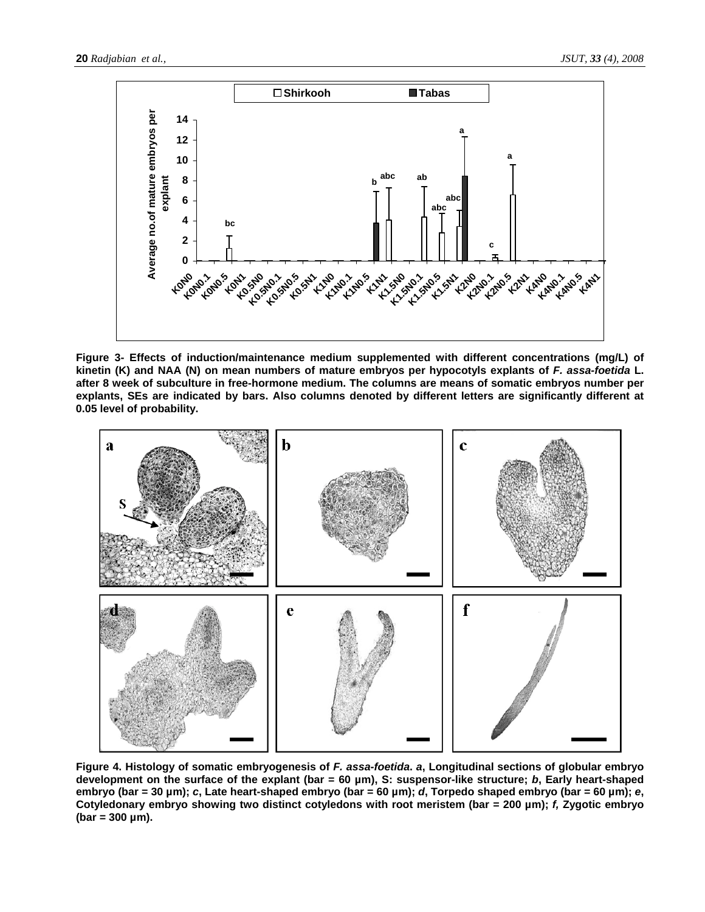**Figure 3- Effects of induction/maintenance medium supplemented with different concentrations (mg/L) of kinetin (K) and NAA (N) on mean numbers of mature embryos per hypocotyls explants of *F. assa-foetida* L. after 8 week of subculture in free-hormone medium. The columns are means of somatic embryos number per explants, SEs are indicated by bars. Also columns denoted by different letters are significantly different at 0.05 level of probability.**

**Figure 4. Histology of somatic embryogenesis of *F. assa-foetida*. *a*, Longitudinal sections of globular embryo development on the surface of the explant (bar = 60 µm), S: suspensor-like structure; *b*, Early heart-shaped embryo (bar = 30 µm); *c*, Late heart-shaped embryo (bar = 60 µm); *d*, Torpedo shaped embryo (bar = 60 µm); *e*, Cotyledonary embryo showing two distinct cotyledons with root meristem (bar = 200 µm); *f*, Zygotic embryo (bar = 300 µm).**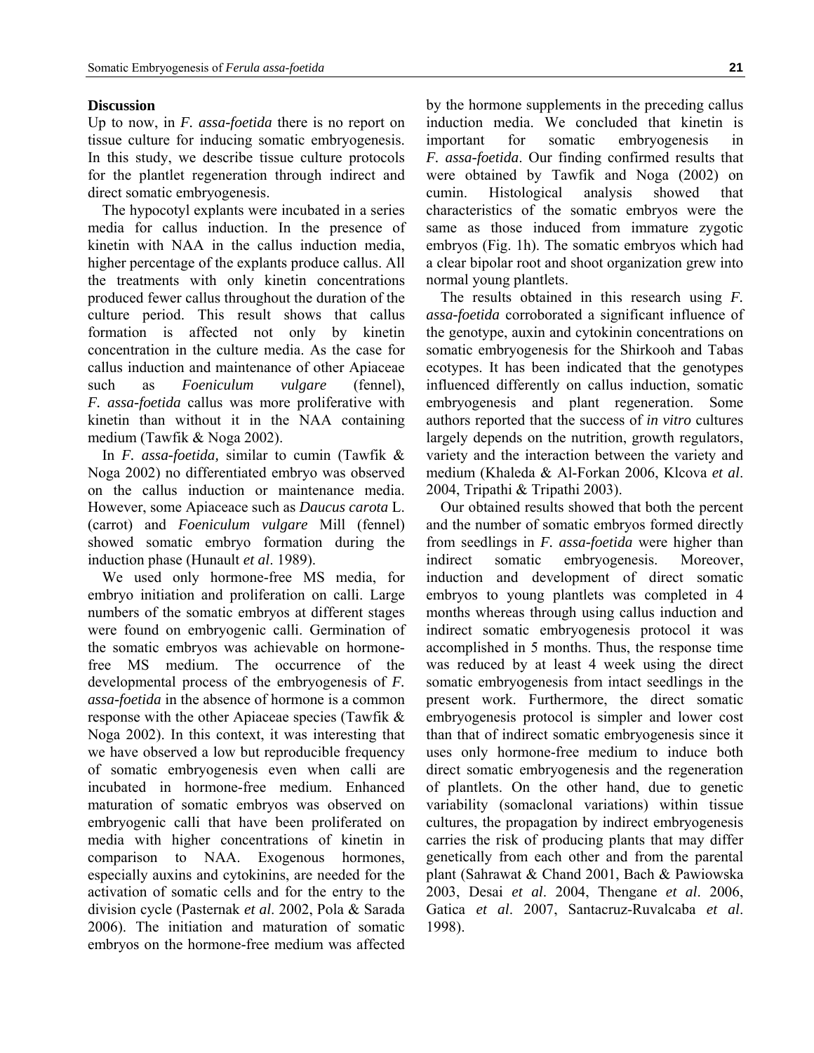## Discussion

Up to now, in *F. assa-foetida* there is no report on tissue culture for inducing somatic embryogenesis. In this study, we describe tissue culture protocols for the plantlet regeneration through indirect and direct somatic embryogenesis.

The hypocotyl explants were incubated in a series media for callus induction. In the presence of kinetin with NAA in the callus induction media, higher percentage of the explants produce callus. All the treatments with only kinetin concentrations produced fewer callus throughout the duration of the culture period. This result shows that callus formation is affected not only by kinetin concentration in the culture media. As the case for callus induction and maintenance of other Apiaceae such as *Foeniculum vulgare* (fennel), *F. assa-foetida* callus was more proliferative with kinetin than without it in the NAA containing medium (Tawfik & Noga 2002).

In *F. assa-foetida,* similar to cumin (Tawfik & Noga 2002) no differentiated embryo was observed on the callus induction or maintenance media. However, some Apiaceace such as *Daucus carota* L. (carrot) and *Foeniculum vulgare* Mill (fennel) showed somatic embryo formation during the induction phase (Hunault *et al*. 1989).

We used only hormone-free MS media, for embryo initiation and proliferation on calli. Large numbers of the somatic embryos at different stages were found on embryogenic calli. Germination of the somatic embryos was achievable on hormone-free MS medium. The occurrence of the developmental process of the embryogenesis of *F. assa-foetida* in the absence of hormone is a common response with the other Apiaceae species (Tawfik & Noga 2002). In this context, it was interesting that we have observed a low but reproducible frequency of somatic embryogenesis even when calli are incubated in hormone-free medium. Enhanced maturation of somatic embryos was observed on embryogenic calli that have been proliferated on media with higher concentrations of kinetin in comparison to NAA. Exogenous hormones, especially auxins and cytokinins, are needed for the activation of somatic cells and for the entry to the division cycle (Pasternak *et al*. 2002, Pola & Sarada 2006). The initiation and maturation of somatic embryos on the hormone-free medium was affected by the hormone supplements in the preceding callus induction media. We concluded that kinetin is important for somatic embryogenesis in *F. assa-foetida*. Our finding confirmed results that were obtained by Tawfik and Noga (2002) on cumin. Histological analysis showed that characteristics of the somatic embryos were the same as those induced from immature zygotic embryos (Fig. 1h). The somatic embryos which had a clear bipolar root and shoot organization grew into normal young plantlets.

The results obtained in this research using *F. assa-foetida* corroborated a significant influence of the genotype, auxin and cytokinin concentrations on somatic embryogenesis for the Shirkooh and Tabas ecotypes. It has been indicated that the genotypes influenced differently on callus induction, somatic embryogenesis and plant regeneration. Some authors reported that the success of *in vitro* cultures largely depends on the nutrition, growth regulators, variety and the interaction between the variety and medium (Khaleda & Al-Forkan 2006, Klcova *et al*. 2004, Tripathi & Tripathi 2003).

Our obtained results showed that both the percent and the number of somatic embryos formed directly from seedlings in *F. assa-foetida* were higher than indirect somatic embryogenesis. Moreover, induction and development of direct somatic embryos to young plantlets was completed in 4 months whereas through using callus induction and indirect somatic embryogenesis protocol it was accomplished in 5 months. Thus, the response time was reduced by at least 4 week using the direct somatic embryogenesis from intact seedlings in the present work. Furthermore, the direct somatic embryogenesis protocol is simpler and lower cost than that of indirect somatic embryogenesis since it uses only hormone-free medium to induce both direct somatic embryogenesis and the regeneration of plantlets. On the other hand, due to genetic variability (somaclonal variations) within tissue cultures, the propagation by indirect embryogenesis carries the risk of producing plants that may differ genetically from each other and from the parental plant (Sahrawat & Chand 2001, Bach & Pawiowska 2003, Desai *et al*. 2004, Thengane *et al*. 2006, Gatica *et al*. 2007, Santacruz-Ruvalcaba *et al*. 1998).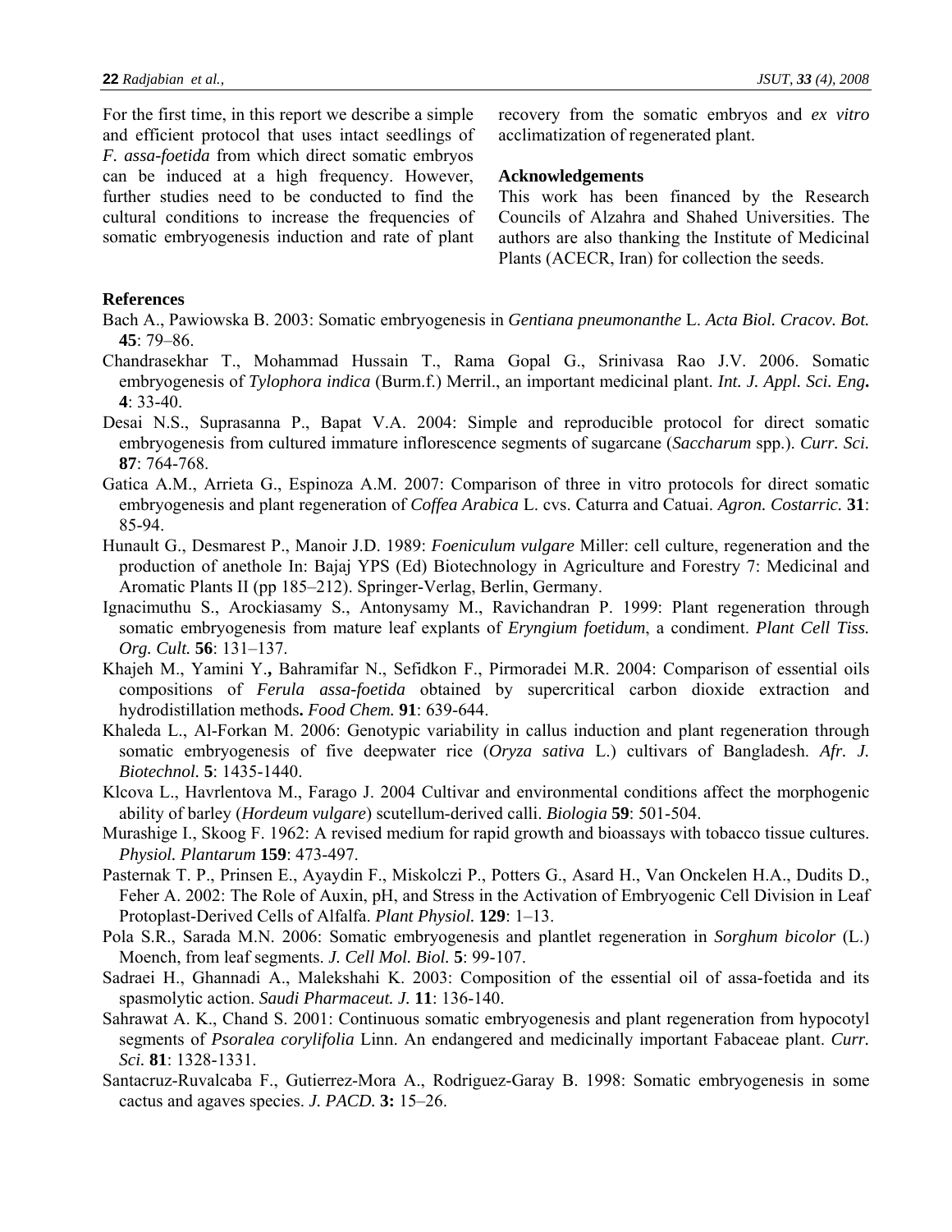For the first time, in this report we describe a simple and efficient protocol that uses intact seedlings of *F. assa-foetida* from which direct somatic embryos can be induced at a high frequency. However, further studies need to be conducted to find the cultural conditions to increase the frequencies of somatic embryogenesis induction and rate of plant recovery from the somatic embryos and *ex vitro* acclimatization of regenerated plant.

**Acknowledgements**

This work has been financed by the Research Councils of Alzahra and Shahed Universities. The authors are also thanking the Institute of Medicinal Plants (ACECR, Iran) for collection the seeds.

**References**

Bach A., Pawiowska B. 2003: Somatic embryogenesis in *Gentiana pneumonanthe* L. *Acta Biol. Cracov. Bot.* **45**: 79–86.

Chandrasekhar T., Mohammad Hussain T., Rama Gopal G., Srinivasa Rao J.V. 2006. Somatic embryogenesis of *Tylophora indica* (Burm.f.) Merril., an important medicinal plant. *Int. J. Appl. Sci. Eng.* **4**: 33-40.

Desai N.S., Suprasanna P., Bapat V.A. 2004: Simple and reproducible protocol for direct somatic embryogenesis from cultured immature inflorescence segments of sugarcane (*Saccharum* spp.). *Curr. Sci.* **87**: 764-768.

Gatica A.M., Arrieta G., Espinoza A.M. 2007: Comparison of three in vitro protocols for direct somatic embryogenesis and plant regeneration of *Coffea Arabica* L. cvs. Caturra and Catuai. *Agron. Costarric.* **31**: 85-94.

Hunault G., Desmarest P., Manoir J.D. 1989: *Foeniculum vulgare* Miller: cell culture, regeneration and the production of anethole In: Bajaj YPS (Ed) Biotechnology in Agriculture and Forestry 7: Medicinal and Aromatic Plants II (pp 185–212). Springer-Verlag, Berlin, Germany.

Ignacimuthu S., Arockiasamy S., Antonysamy M., Ravichandran P. 1999: Plant regeneration through somatic embryogenesis from mature leaf explants of *Eryngium foetidum*, a condiment. *Plant Cell Tiss. Org. Cult.* **56**: 131–137.

Khajeh M., Yamini Y.**,** Bahramifar N., Sefidkon F., Pirmoradei M.R. 2004: Comparison of essential oils compositions of *Ferula assa-foetida* obtained by supercritical carbon dioxide extraction and hydrodistillation methods**.** *Food Chem.* **91**: 639-644.

Khaleda L., Al-Forkan M. 2006: Genotypic variability in callus induction and plant regeneration through somatic embryogenesis of five deepwater rice (*Oryza sativa* L.) cultivars of Bangladesh. *Afr. J. Biotechnol.* **5**: 1435-1440.

Klcova L., Havrlentova M., Farago J. 2004 Cultivar and environmental conditions affect the morphogenic ability of barley (*Hordeum vulgare*) scutellum-derived calli. *Biologia* **59**: 501-504.

Murashige I., Skoog F. 1962: A revised medium for rapid growth and bioassays with tobacco tissue cultures. *Physiol. Plantarum* **159**: 473-497.

Pasternak T. P., Prinsen E., Ayaydin F., Miskolczi P., Potters G., Asard H., Van Onckelen H.A., Dudits D., Feher A. 2002: The Role of Auxin, pH, and Stress in the Activation of Embryogenic Cell Division in Leaf Protoplast-Derived Cells of Alfalfa. *Plant Physiol.* **129**: 1–13.

Pola S.R., Sarada M.N. 2006: Somatic embryogenesis and plantlet regeneration in *Sorghum bicolor* (L.) Moench, from leaf segments. *J. Cell Mol. Biol.* **5**: 99-107.

Sadraei H., Ghannadi A., Malekshahi K. 2003: Composition of the essential oil of assa-foetida and its spasmolytic action. *Saudi Pharmaceut. J.* **11**: 136-140.

Sahrawat A. K., Chand S. 2001: Continuous somatic embryogenesis and plant regeneration from hypocotyl segments of *Psoralea corylifolia* Linn. An endangered and medicinally important Fabaceae plant. *Curr. Sci.* **81**: 1328-1331.

Santacruz-Ruvalcaba F., Gutierrez-Mora A., Rodriguez-Garay B. 1998: Somatic embryogenesis in some cactus and agaves species. *J. PACD.* **3:** 15–26.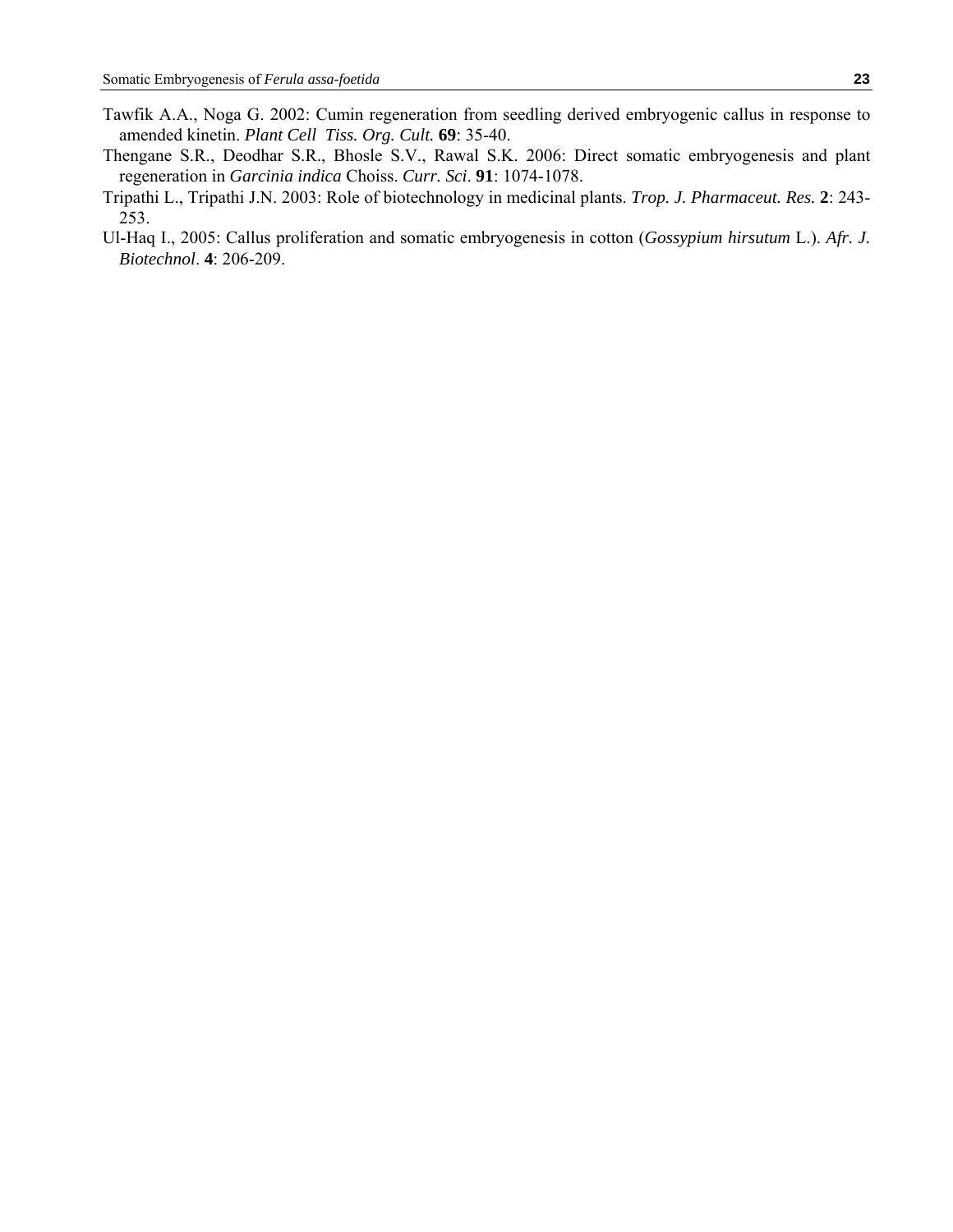Tawfik A.A., Noga G. 2002: Cumin regeneration from seedling derived embryogenic callus in response to amended kinetin. *Plant Cell Tiss. Org. Cult.* **69**: 35-40.

Thengane S.R., Deodhar S.R., Bhosle S.V., Rawal S.K. 2006: Direct somatic embryogenesis and plant regeneration in *Garcinia indica* Choiss. *Curr. Sci*. **91**: 1074-1078.

Tripathi L., Tripathi J.N. 2003: Role of biotechnology in medicinal plants. *Trop. J. Pharmaceut. Res.* **2**: 243-253.

Ul-Haq I., 2005: Callus proliferation and somatic embryogenesis in cotton (*Gossypium hirsutum* L.). *Afr. J. Biotechnol*. **4**: 206-209.